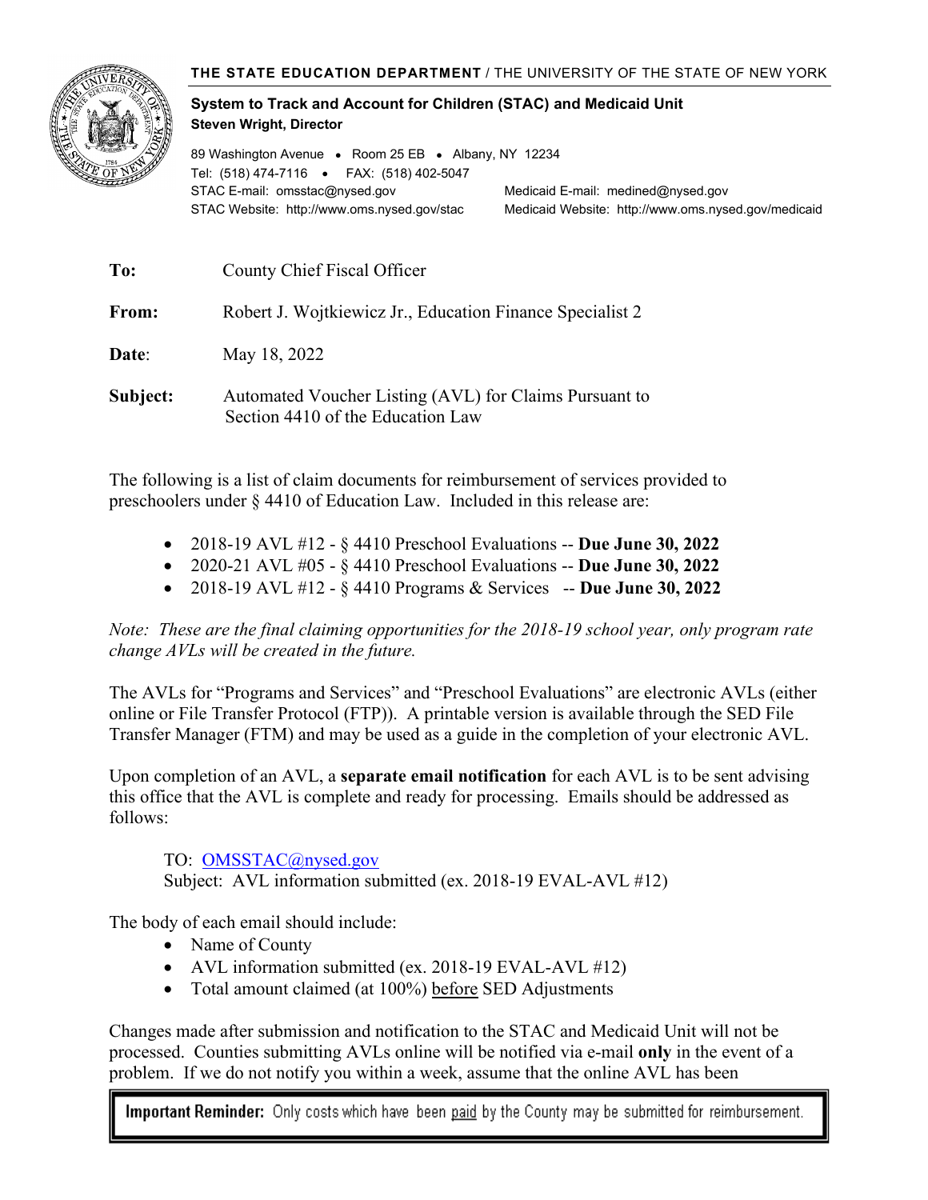**THE STATE EDUCATION DEPARTMENT** / THE UNIVERSITY OF THE STATE OF NEW YORK

**System to Track and Account for Children (STAC) and Medicaid Unit**
**Steven Wright, Director**

89 Washington Avenue • Room 25 EB • Albany, NY 12234
Tel: (518) 474-7116 • FAX: (518) 402-5047
STAC E-mail: omsstac@nysed.gov
STAC Website: http://www.oms.nysed.gov/stac
Medicaid E-mail: medined@nysed.gov
Medicaid Website: http://www.oms.nysed.gov/medicaid

**To:** County Chief Fiscal Officer

**From:** Robert J. Wojtkiewicz Jr., Education Finance Specialist 2

**Date:** May 18, 2022

**Subject:** Automated Voucher Listing (AVL) for Claims Pursuant to Section 4410 of the Education Law

The following is a list of claim documents for reimbursement of services provided to preschoolers under § 4410 of Education Law. Included in this release are:

- 2018-19 AVL #12 - § 4410 Preschool Evaluations -- **Due June 30, 2022**
- 2020-21 AVL #05 - § 4410 Preschool Evaluations -- **Due June 30, 2022**
- 2018-19 AVL #12 - § 4410 Programs & Services -- **Due June 30, 2022**

*Note: These are the final claiming opportunities for the 2018-19 school year, only program rate change AVLs will be created in the future.*

The AVLs for "Programs and Services" and "Preschool Evaluations" are electronic AVLs (either online or File Transfer Protocol (FTP)). A printable version is available through the SED File Transfer Manager (FTM) and may be used as a guide in the completion of your electronic AVL.

Upon completion of an AVL, a **separate email notification** for each AVL is to be sent advising this office that the AVL is complete and ready for processing. Emails should be addressed as follows:

TO: OMSSTAC@nysed.gov
Subject: AVL information submitted (ex. 2018-19 EVAL-AVL #12)

The body of each email should include:

- Name of County
- AVL information submitted (ex. 2018-19 EVAL-AVL #12)
- Total amount claimed (at 100%) before SED Adjustments

Changes made after submission and notification to the STAC and Medicaid Unit will not be processed. Counties submitting AVLs online will be notified via e-mail **only** in the event of a problem. If we do not notify you within a week, assume that the online AVL has been

**Important Reminder:** Only costs which have been paid by the County may be submitted for reimbursement.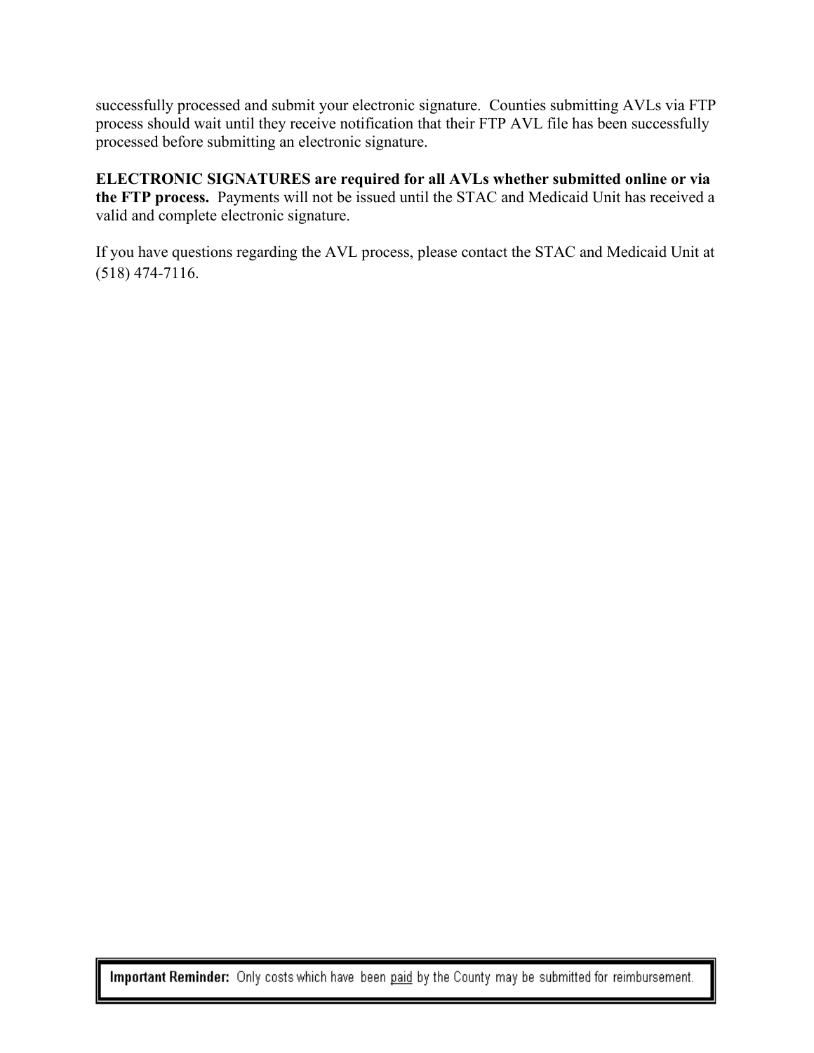successfully processed and submit your electronic signature. Counties submitting AVLs via FTP process should wait until they receive notification that their FTP AVL file has been successfully processed before submitting an electronic signature.

**ELECTRONIC SIGNATURES are required for all AVLs whether submitted online or via the FTP process.** Payments will not be issued until the STAC and Medicaid Unit has received a valid and complete electronic signature.

If you have questions regarding the AVL process, please contact the STAC and Medicaid Unit at (518) 474-7116.

**Important Reminder:** Only costs which have been paid by the County may be submitted for reimbursement.